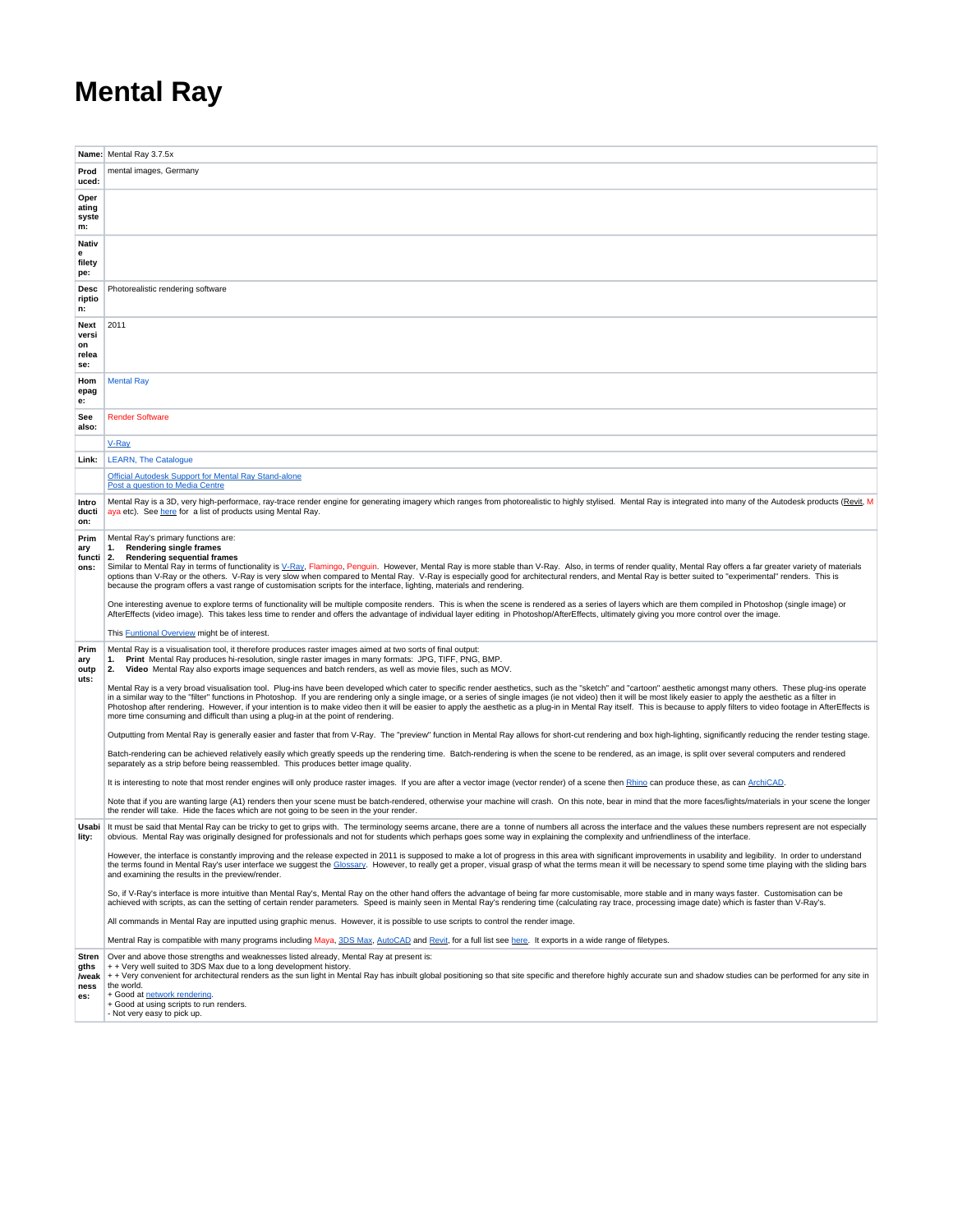# Mental Ray

| | |
|---|---|
| **Name:** | Mental Ray 3.7.5x |
| **Produced:** | mental images, Germany |
| **Operating system:** | |
| **Native filetype:** | |
| **Description:** | Photorealistic rendering software |
| **Next version release:** | 2011 |
| **Homepage:** | Mental Ray |
| **See also:** | Render Software |
| | V-Ray |
| **Link:** | LEARN, The Catalogue |
| | Official Autodesk Support for Mental Ray Stand-alone<br>Post a question to Media Centre |
| **Introduction:** | Mental Ray is a 3D, very high-performace, ray-trace render engine for generating imagery which ranges from photorealistic to highly stylised. Mental Ray is integrated into many of the Autodesk products (Revit, Maya etc). See here for a list of products using Mental Ray. |
| **Primary functions:** | Mental Ray's primary functions are:<br>**1. Rendering single frames**<br>**2. Rendering sequential frames**<br>Similar to Mental Ray in terms of functionality is V-Ray, Flamingo, Penguin. However, Mental Ray is more stable than V-Ray. Also, in terms of render quality, Mental Ray offers a far greater variety of materials options than V-Ray or the others. V-Ray is very slow when compared to Mental Ray. V-Ray is especially good for architectural renders, and Mental Ray is better suited to "experimental" renders. This is because the program offers a vast range of customisation scripts for the interface, lighting, materials and rendering.<br><br>One interesting avenue to explore terms of functionality will be multiple composite renders. This is when the scene is rendered as a series of layers which are them compiled in Photoshop (single image) or AfterEffects (video image). This takes less time to render and offers the advantage of individual layer editing in Photoshop/AfterEffects, ultimately giving you more control over the image.<br><br>This Funtional Overview might be of interest. |
| **Primary outputs:** | Mental Ray is a visualisation tool, it therefore produces raster images aimed at two sorts of final output:<br>**1. Print** Mental Ray produces hi-resolution, single raster images in many formats: JPG, TIFF, PNG, BMP.<br>**2. Video** Mental Ray also exports image sequences and batch renders, as well as movie files, such as MOV.<br><br>Mental Ray is a very broad visualisation tool. Plug-ins have been developed which cater to specific render aesthetics, such as the "sketch" and "cartoon" aesthetic amongst many others. These plug-ins operate in a similar way to the "filter" functions in Photoshop. If you are rendering only a single image, or a series of single images (ie not video) then it will be most likely easier to apply the aesthetic as a filter in Photoshop after rendering. However, if your intention is to make video then it will be easier to apply the aesthetic as a plug-in in Mental Ray itself. This is because to apply filters to video footage in AfterEffects is more time consuming and difficult than using a plug-in at the point of rendering.<br><br>Outputting from Mental Ray is generally easier and faster that from V-Ray. The "preview" function in Mental Ray allows for short-cut rendering and box high-lighting, significantly reducing the render testing stage.<br><br>Batch-rendering can be achieved relatively easily which greatly speeds up the rendering time. Batch-rendering is when the scene to be rendered, as an image, is split over several computers and rendered separately as a strip before being reassembled. This produces better image quality.<br><br>It is interesting to note that most render engines will only produce raster images. If you are after a vector image (vector render) of a scene then Rhino can produce these, as can ArchiCAD.<br><br>Note that if you are wanting large (A1) renders then your scene must be batch-rendered, otherwise your machine will crash. On this note, bear in mind that the more faces/lights/materials in your scene the longer the render will take. Hide the faces which are not going to be seen in the your render. |
| **Usability:** | It must be said that Mental Ray can be tricky to get to grips with. The terminology seems arcane, there are a tonne of numbers all across the interface and the values these numbers represent are not especially obvious. Mental Ray was originally designed for professionals and not for students which perhaps goes some way in explaining the complexity and unfriendliness of the interface.<br><br>However, the interface is constantly improving and the release expected in 2011 is supposed to make a lot of progress in this area with significant improvements in usability and legibility. In order to understand the terms found in Mental Ray's user interface we suggest the Glossary. However, to really get a proper, visual grasp of what the terms mean it will be necessary to spend some time playing with the sliding bars and examining the results in the preview/render.<br><br>So, if V-Ray's interface is more intuitive than Mental Ray's, Mental Ray on the other hand offers the advantage of being far more customisable, more stable and in many ways faster. Customisation can be achieved with scripts, as can the setting of certain render parameters. Speed is mainly seen in Mental Ray's rendering time (calculating ray trace, processing image date) which is faster than V-Ray's.<br><br>All commands in Mental Ray are inputted using graphic menus. However, it is possible to use scripts to control the render image.<br><br>Mentral Ray is compatible with many programs including Maya, 3DS Max, AutoCAD and Revit, for a full list see here. It exports in a wide range of filetypes. |
| **Strengths/weaknesses:** | Over and above those strengths and weaknesses listed already, Mental Ray at present is:<br>+ + Very well suited to 3DS Max due to a long development history.<br>+ + Very convenient for architectural renders as the sun light in Mental Ray has inbuilt global positioning so that site specific and therefore highly accurate sun and shadow studies can be performed for any site in the world.<br>+ Good at network rendering.<br>+ Good at using scripts to run renders.<br>- Not very easy to pick up. |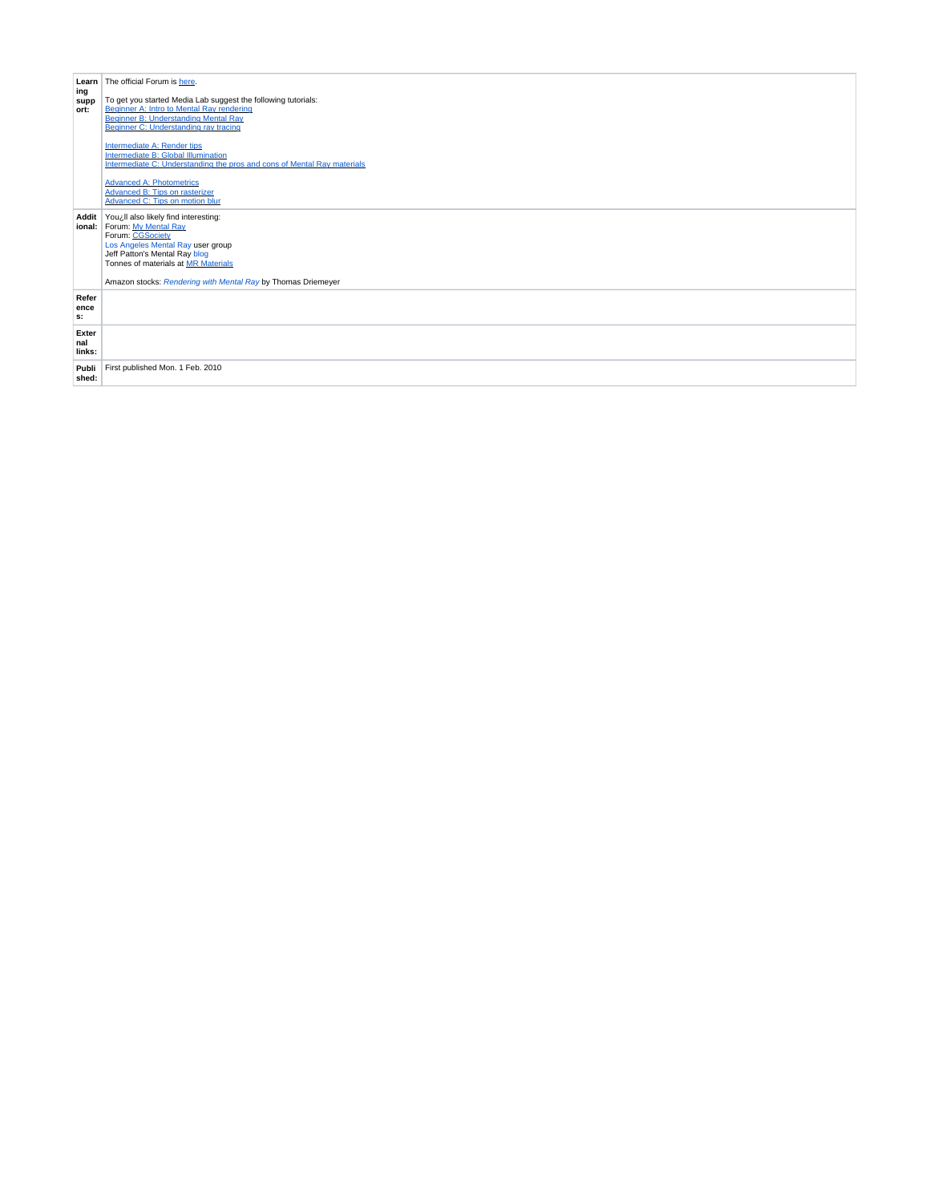| | |
|---|---|
| **Learning support:** | The official Forum is here.<br><br>To get you started Media Lab suggest the following tutorials:<br>Beginner A: Intro to Mental Ray rendering<br>Beginner B: Understanding Mental Ray<br>Beginner C: Understanding ray tracing<br><br>Intermediate A: Render tips<br>Intermediate B: Global Illumination<br>Intermediate C: Understanding the pros and cons of Mental Ray materials<br><br>Advanced A: Photometrics<br>Advanced B: Tips on rasterizer<br>Advanced C: Tips on motion blur |
| **Additional:** | You¿ll also likely find interesting:<br>Forum: My Mental Ray<br>Forum: CGSociety<br>Los Angeles Mental Ray user group<br>Jeff Patton's Mental Ray blog<br>Tonnes of materials at MR Materials<br><br>Amazon stocks: *Rendering with Mental Ray* by Thomas Driemeyer |
| **References:** | |
| **External links:** | |
| **Published:** | First published Mon. 1 Feb. 2010 |